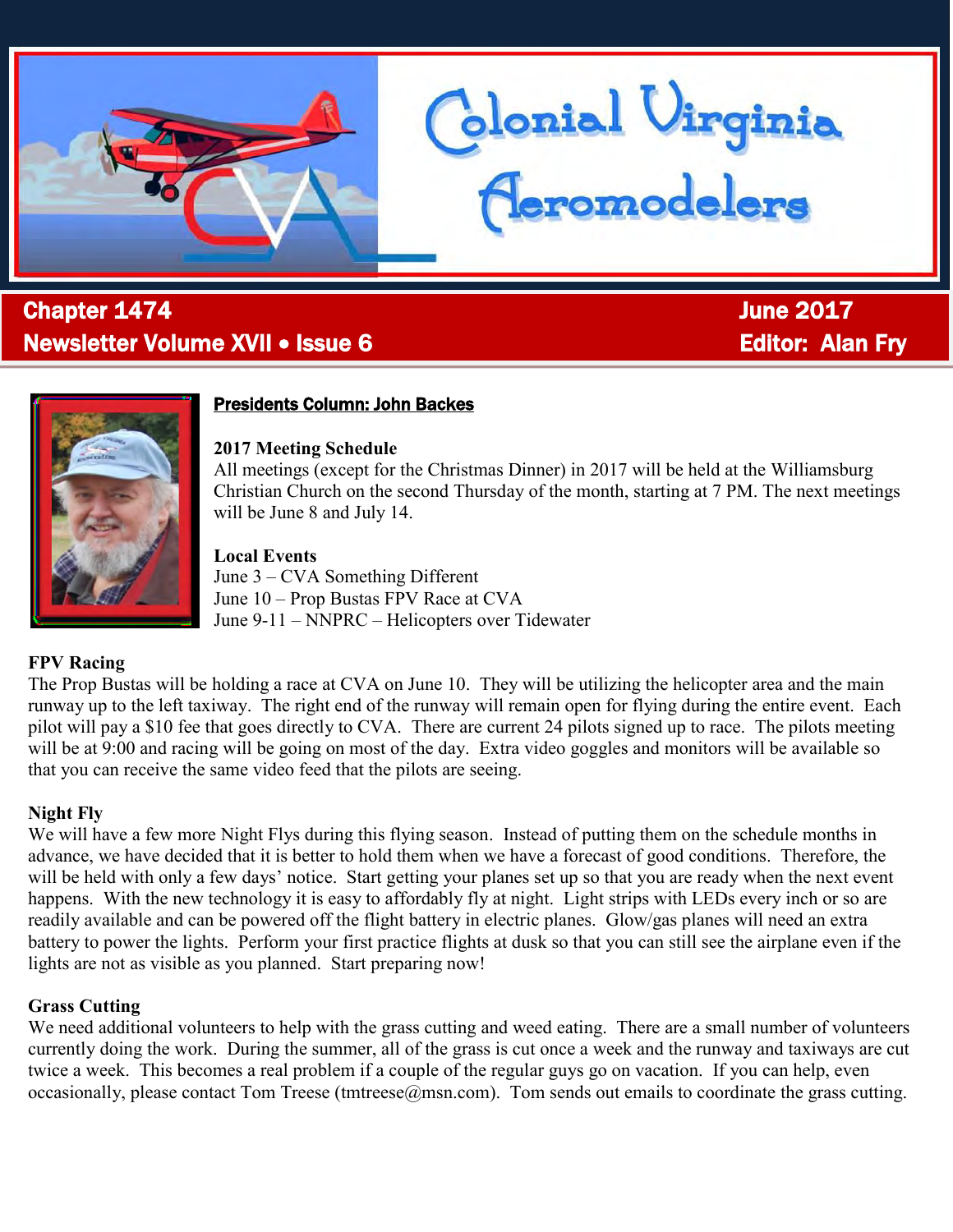# Colonial Virginia Aeromodelers

**Chapter 1474** | **June 2017**

**Newsletter Volume XVII • Issue 6** | **Editor: Alan Fry**

## Presidents Column: John Backes

### 2017 Meeting Schedule

All meetings (except for the Christmas Dinner) in 2017 will be held at the Williamsburg Christian Church on the second Thursday of the month, starting at 7 PM. The next meetings will be June 8 and July 14.

### Local Events

June 3 – CVA Something Different
June 10 – Prop Bustas FPV Race at CVA
June 9-11 – NNPRC – Helicopters over Tidewater

### FPV Racing

The Prop Bustas will be holding a race at CVA on June 10. They will be utilizing the helicopter area and the main runway up to the left taxiway. The right end of the runway will remain open for flying during the entire event. Each pilot will pay a $10 fee that goes directly to CVA. There are current 24 pilots signed up to race. The pilots meeting will be at 9:00 and racing will be going on most of the day. Extra video goggles and monitors will be available so that you can receive the same video feed that the pilots are seeing.

### Night Fly

We will have a few more Night Flys during this flying season. Instead of putting them on the schedule months in advance, we have decided that it is better to hold them when we have a forecast of good conditions. Therefore, the will be held with only a few days' notice. Start getting your planes set up so that you are ready when the next event happens. With the new technology it is easy to affordably fly at night. Light strips with LEDs every inch or so are readily available and can be powered off the flight battery in electric planes. Glow/gas planes will need an extra battery to power the lights. Perform your first practice flights at dusk so that you can still see the airplane even if the lights are not as visible as you planned. Start preparing now!

### Grass Cutting

We need additional volunteers to help with the grass cutting and weed eating. There are a small number of volunteers currently doing the work. During the summer, all of the grass is cut once a week and the runway and taxiways are cut twice a week. This becomes a real problem if a couple of the regular guys go on vacation. If you can help, even occasionally, please contact Tom Treese (tmtreese@msn.com). Tom sends out emails to coordinate the grass cutting.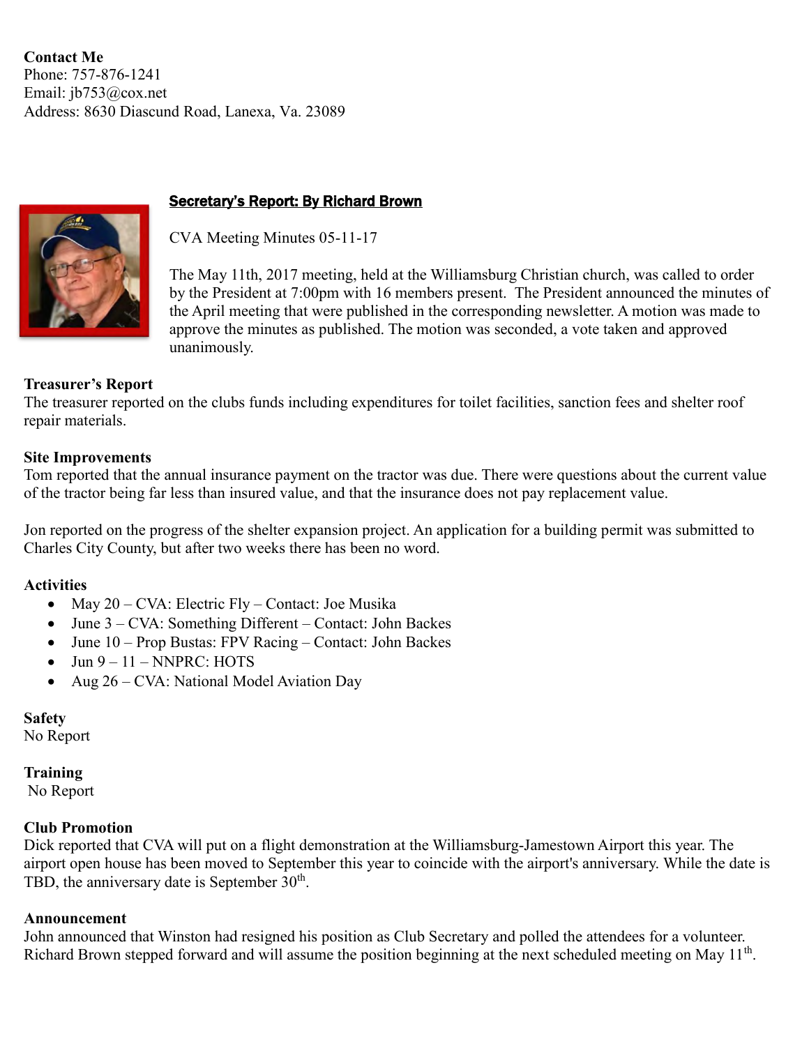**Contact Me**
Phone: 757-876-1241
Email: jb753@cox.net
Address: 8630 Diascund Road, Lanexa, Va. 23089

## Secretary's Report: By Richard Brown

CVA Meeting Minutes 05-11-17

The May 11th, 2017 meeting, held at the Williamsburg Christian church, was called to order by the President at 7:00pm with 16 members present. The President announced the minutes of the April meeting that were published in the corresponding newsletter. A motion was made to approve the minutes as published. The motion was seconded, a vote taken and approved unanimously.

**Treasurer's Report**
The treasurer reported on the clubs funds including expenditures for toilet facilities, sanction fees and shelter roof repair materials.

**Site Improvements**
Tom reported that the annual insurance payment on the tractor was due. There were questions about the current value of the tractor being far less than insured value, and that the insurance does not pay replacement value.

Jon reported on the progress of the shelter expansion project. An application for a building permit was submitted to Charles City County, but after two weeks there has been no word.

**Activities**

- May 20 – CVA: Electric Fly – Contact: Joe Musika
- June 3 – CVA: Something Different – Contact: John Backes
- June 10 – Prop Bustas: FPV Racing – Contact: John Backes
- Jun 9 – 11 – NNPRC: HOTS
- Aug 26 – CVA: National Model Aviation Day

**Safety**
No Report

**Training**
No Report

**Club Promotion**
Dick reported that CVA will put on a flight demonstration at the Williamsburg-Jamestown Airport this year. The airport open house has been moved to September this year to coincide with the airport's anniversary. While the date is TBD, the anniversary date is September 30th.

**Announcement**
John announced that Winston had resigned his position as Club Secretary and polled the attendees for a volunteer. Richard Brown stepped forward and will assume the position beginning at the next scheduled meeting on May 11th.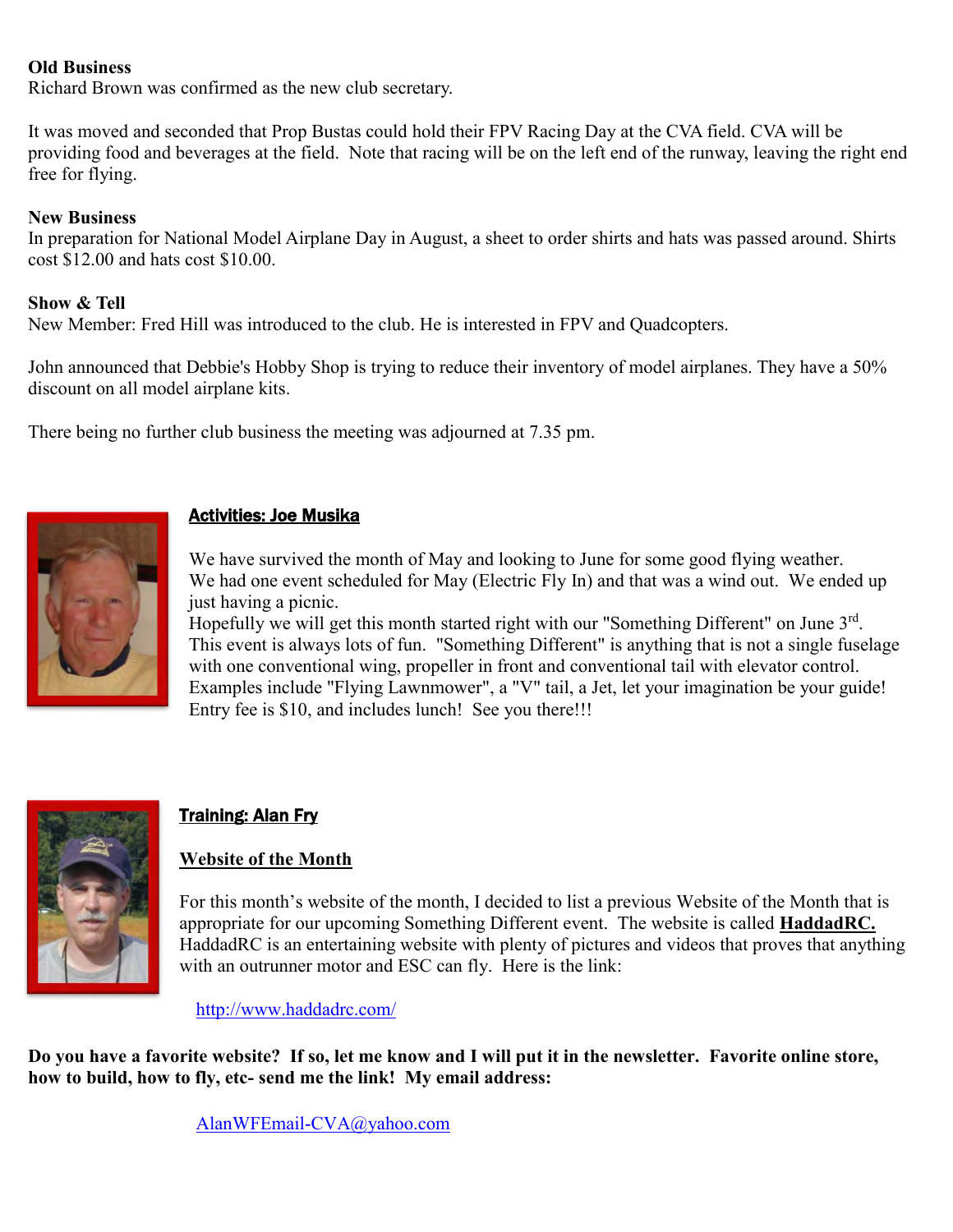**Old Business**

Richard Brown was confirmed as the new club secretary.

It was moved and seconded that Prop Bustas could hold their FPV Racing Day at the CVA field. CVA will be providing food and beverages at the field. Note that racing will be on the left end of the runway, leaving the right end free for flying.

**New Business**

In preparation for National Model Airplane Day in August, a sheet to order shirts and hats was passed around. Shirts cost $12.00 and hats cost $10.00.

**Show & Tell**

New Member: Fred Hill was introduced to the club. He is interested in FPV and Quadcopters.

John announced that Debbie's Hobby Shop is trying to reduce their inventory of model airplanes. They have a 50% discount on all model airplane kits.

There being no further club business the meeting was adjourned at 7.35 pm.

## Activities: Joe Musika

We have survived the month of May and looking to June for some good flying weather.
We had one event scheduled for May (Electric Fly In) and that was a wind out. We ended up just having a picnic.
Hopefully we will get this month started right with our "Something Different" on June 3rd.
This event is always lots of fun. "Something Different" is anything that is not a single fuselage with one conventional wing, propeller in front and conventional tail with elevator control.
Examples include "Flying Lawnmower", a "V" tail, a Jet, let your imagination be your guide!
Entry fee is $10, and includes lunch! See you there!!!

## Training: Alan Fry

### Website of the Month

For this month's website of the month, I decided to list a previous Website of the Month that is appropriate for our upcoming Something Different event. The website is called **HaddadRC.** HaddadRC is an entertaining website with plenty of pictures and videos that proves that anything with an outrunner motor and ESC can fly. Here is the link:

http://www.haddadrc.com/

**Do you have a favorite website? If so, let me know and I will put it in the newsletter. Favorite online store, how to build, how to fly, etc- send me the link! My email address:**

AlanWFEmail-CVA@yahoo.com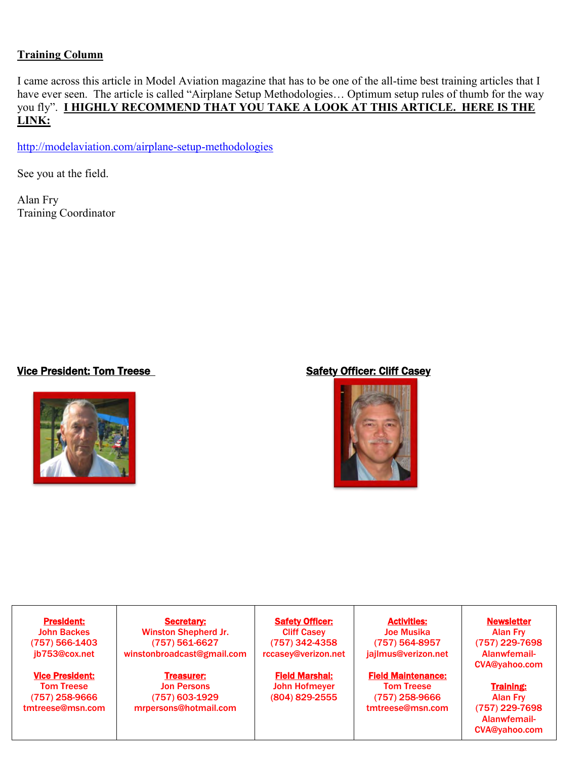**Training Column**

I came across this article in Model Aviation magazine that has to be one of the all-time best training articles that I have ever seen. The article is called "Airplane Setup Methodologies… Optimum setup rules of thumb for the way you fly". **I HIGHLY RECOMMEND THAT YOU TAKE A LOOK AT THIS ARTICLE. HERE IS THE LINK:**

http://modelaviation.com/airplane-setup-methodologies

See you at the field.

Alan Fry
Training Coordinator

**Vice President: Tom Treese**

**Safety Officer: Cliff Casey**

| | | | | |
|---|---|---|---|---|
| **President:** John Backes (757) 566-1403 jb753@cox.net | **Secretary:** Winston Shepherd Jr. (757) 561-6627 winstonbroadcast@gmail.com | **Safety Officer:** Cliff Casey (757) 342-4358 rccasey@verizon.net | **Activities:** Joe Musika (757) 564-8957 jajlmus@verizon.net | **Newsletter** Alan Fry (757) 229-7698 Alanwfemail-CVA@yahoo.com |
| **Vice President:** Tom Treese (757) 258-9666 tmtreese@msn.com | **Treasurer:** Jon Persons (757) 603-1929 mrpersons@hotmail.com | **Field Marshal:** John Hofmeyer (804) 829-2555 | **Field Maintenance:** Tom Treese (757) 258-9666 tmtreese@msn.com | **Training:** Alan Fry (757) 229-7698 Alanwfemail-CVA@yahoo.com |